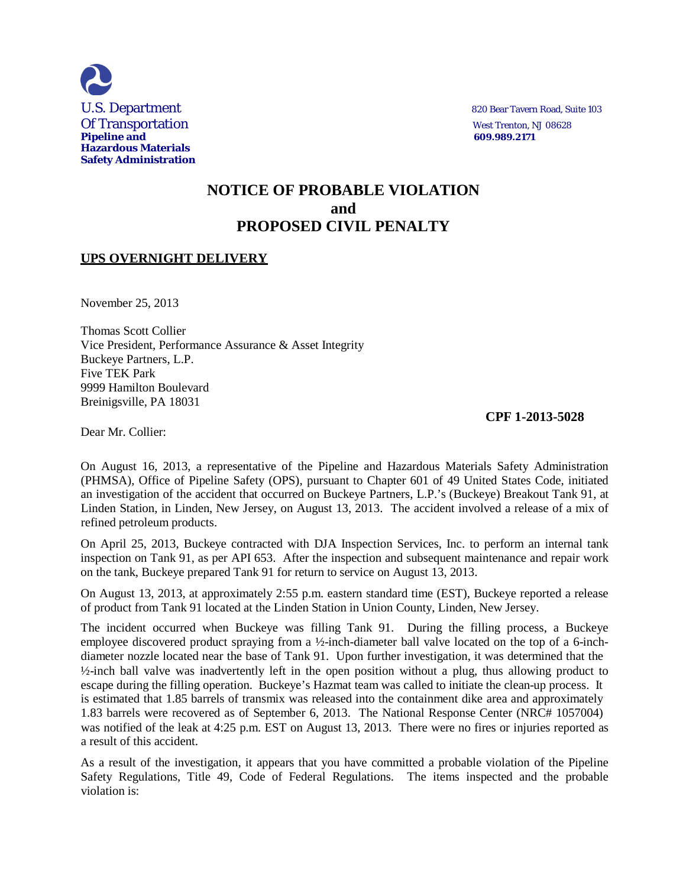U.S. Department
Of Transportation
**Pipeline and**
**Hazardous Materials**
**Safety Administration**

820 Bear Tavern Road, Suite 103
West Trenton, NJ 08628
**609.989.2171**

# NOTICE OF PROBABLE VIOLATION and PROPOSED CIVIL PENALTY

**UPS OVERNIGHT DELIVERY**

November 25, 2013

Thomas Scott Collier
Vice President, Performance Assurance & Asset Integrity
Buckeye Partners, L.P.
Five TEK Park
9999 Hamilton Boulevard
Breinigsville, PA 18031

**CPF 1-2013-5028**

Dear Mr. Collier:

On August 16, 2013, a representative of the Pipeline and Hazardous Materials Safety Administration (PHMSA), Office of Pipeline Safety (OPS), pursuant to Chapter 601 of 49 United States Code, initiated an investigation of the accident that occurred on Buckeye Partners, L.P.'s (Buckeye) Breakout Tank 91, at Linden Station, in Linden, New Jersey, on August 13, 2013. The accident involved a release of a mix of refined petroleum products.

On April 25, 2013, Buckeye contracted with DJA Inspection Services, Inc. to perform an internal tank inspection on Tank 91, as per API 653. After the inspection and subsequent maintenance and repair work on the tank, Buckeye prepared Tank 91 for return to service on August 13, 2013.

On August 13, 2013, at approximately 2:55 p.m. eastern standard time (EST), Buckeye reported a release of product from Tank 91 located at the Linden Station in Union County, Linden, New Jersey.

The incident occurred when Buckeye was filling Tank 91. During the filling process, a Buckeye employee discovered product spraying from a ½-inch-diameter ball valve located on the top of a 6-inch-diameter nozzle located near the base of Tank 91. Upon further investigation, it was determined that the ½-inch ball valve was inadvertently left in the open position without a plug, thus allowing product to escape during the filling operation. Buckeye's Hazmat team was called to initiate the clean-up process. It is estimated that 1.85 barrels of transmix was released into the containment dike area and approximately 1.83 barrels were recovered as of September 6, 2013. The National Response Center (NRC# 1057004) was notified of the leak at 4:25 p.m. EST on August 13, 2013. There were no fires or injuries reported as a result of this accident.

As a result of the investigation, it appears that you have committed a probable violation of the Pipeline Safety Regulations, Title 49, Code of Federal Regulations. The items inspected and the probable violation is: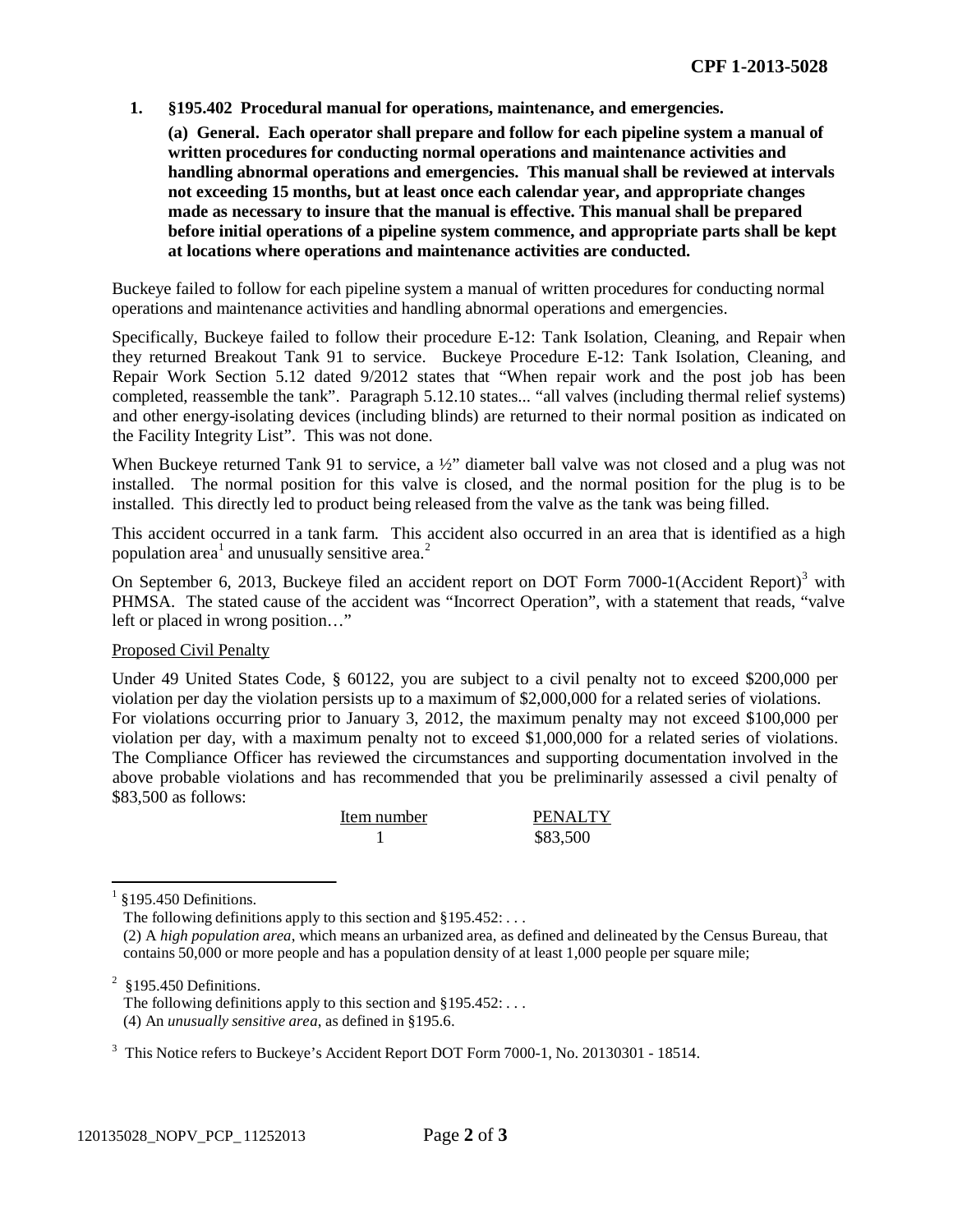1. **§195.402 Procedural manual for operations, maintenance, and emergencies.**

   **(a) General. Each operator shall prepare and follow for each pipeline system a manual of written procedures for conducting normal operations and maintenance activities and handling abnormal operations and emergencies. This manual shall be reviewed at intervals not exceeding 15 months, but at least once each calendar year, and appropriate changes made as necessary to insure that the manual is effective. This manual shall be prepared before initial operations of a pipeline system commence, and appropriate parts shall be kept at locations where operations and maintenance activities are conducted.**

Buckeye failed to follow for each pipeline system a manual of written procedures for conducting normal operations and maintenance activities and handling abnormal operations and emergencies.

Specifically, Buckeye failed to follow their procedure E-12: Tank Isolation, Cleaning, and Repair when they returned Breakout Tank 91 to service. Buckeye Procedure E-12: Tank Isolation, Cleaning, and Repair Work Section 5.12 dated 9/2012 states that "When repair work and the post job has been completed, reassemble the tank". Paragraph 5.12.10 states... "all valves (including thermal relief systems) and other energy-isolating devices (including blinds) are returned to their normal position as indicated on the Facility Integrity List". This was not done.

When Buckeye returned Tank 91 to service, a ½" diameter ball valve was not closed and a plug was not installed. The normal position for this valve is closed, and the normal position for the plug is to be installed. This directly led to product being released from the valve as the tank was being filled.

This accident occurred in a tank farm. This accident also occurred in an area that is identified as a high population area[1] and unusually sensitive area.[2]

On September 6, 2013, Buckeye filed an accident report on DOT Form 7000-1(Accident Report)[3] with PHMSA. The stated cause of the accident was "Incorrect Operation", with a statement that reads, "valve left or placed in wrong position…"

Proposed Civil Penalty

Under 49 United States Code, § 60122, you are subject to a civil penalty not to exceed $200,000 per violation per day the violation persists up to a maximum of $2,000,000 for a related series of violations. For violations occurring prior to January 3, 2012, the maximum penalty may not exceed $100,000 per violation per day, with a maximum penalty not to exceed $1,000,000 for a related series of violations. The Compliance Officer has reviewed the circumstances and supporting documentation involved in the above probable violations and has recommended that you be preliminarily assessed a civil penalty of $83,500 as follows:

| Item number | PENALTY |
|---|---|
| 1 | $83,500 |

---

[1] §195.450 Definitions.
The following definitions apply to this section and §195.452: . . .
(2) A *high population area*, which means an urbanized area, as defined and delineated by the Census Bureau, that contains 50,000 or more people and has a population density of at least 1,000 people per square mile;

[2] §195.450 Definitions.
The following definitions apply to this section and §195.452: . . .
(4) An *unusually sensitive area*, as defined in §195.6.

[3] This Notice refers to Buckeye's Accident Report DOT Form 7000-1, No. 20130301 - 18514.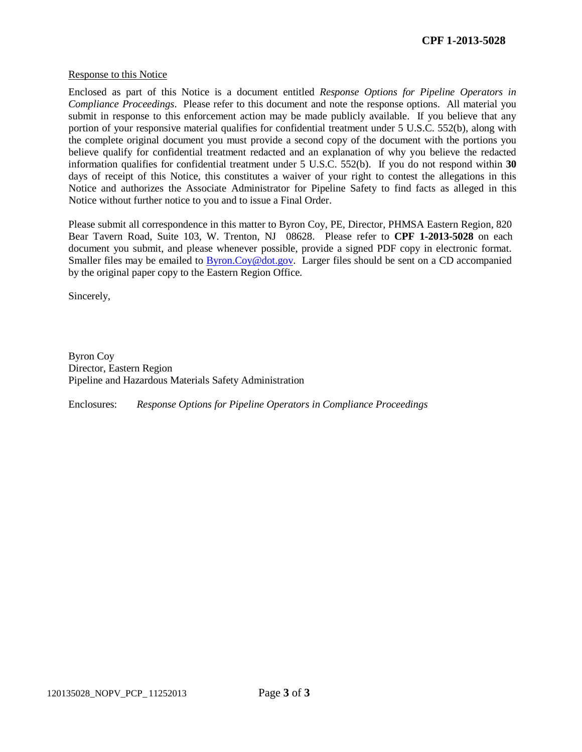Response to this Notice

Enclosed as part of this Notice is a document entitled *Response Options for Pipeline Operators in Compliance Proceedings*. Please refer to this document and note the response options. All material you submit in response to this enforcement action may be made publicly available. If you believe that any portion of your responsive material qualifies for confidential treatment under 5 U.S.C. 552(b), along with the complete original document you must provide a second copy of the document with the portions you believe qualify for confidential treatment redacted and an explanation of why you believe the redacted information qualifies for confidential treatment under 5 U.S.C. 552(b). If you do not respond within **30** days of receipt of this Notice, this constitutes a waiver of your right to contest the allegations in this Notice and authorizes the Associate Administrator for Pipeline Safety to find facts as alleged in this Notice without further notice to you and to issue a Final Order.

Please submit all correspondence in this matter to Byron Coy, PE, Director, PHMSA Eastern Region, 820 Bear Tavern Road, Suite 103, W. Trenton, NJ 08628. Please refer to **CPF 1-2013-5028** on each document you submit, and please whenever possible, provide a signed PDF copy in electronic format. Smaller files may be emailed to Byron.Coy@dot.gov. Larger files should be sent on a CD accompanied by the original paper copy to the Eastern Region Office.

Sincerely,

Byron Coy
Director, Eastern Region
Pipeline and Hazardous Materials Safety Administration

Enclosures: *Response Options for Pipeline Operators in Compliance Proceedings*